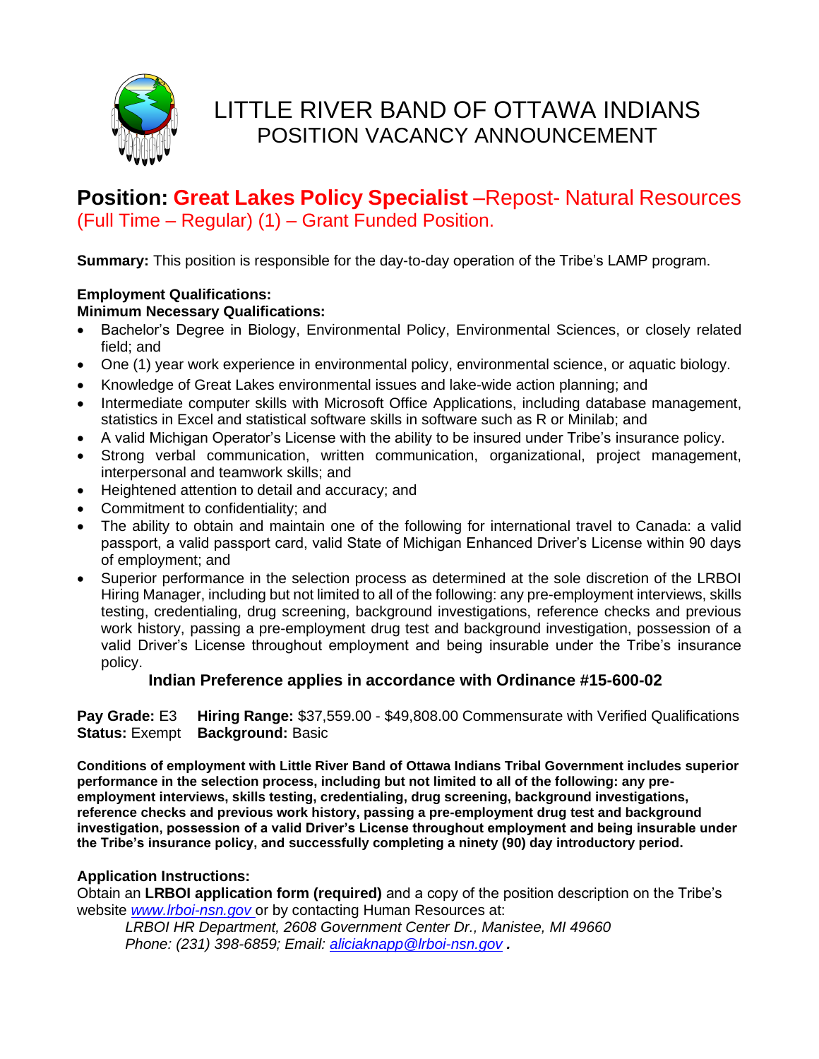# LITTLE RIVER BAND OF OTTAWA INDIANS
## POSITION VACANCY ANNOUNCEMENT

## Position: Great Lakes Policy Specialist –Repost- Natural Resources (Full Time – Regular) (1) – Grant Funded Position.

**Summary:** This position is responsible for the day-to-day operation of the Tribe's LAMP program.

**Employment Qualifications:**
**Minimum Necessary Qualifications:**

- Bachelor's Degree in Biology, Environmental Policy, Environmental Sciences, or closely related field; and
- One (1) year work experience in environmental policy, environmental science, or aquatic biology.
- Knowledge of Great Lakes environmental issues and lake-wide action planning; and
- Intermediate computer skills with Microsoft Office Applications, including database management, statistics in Excel and statistical software skills in software such as R or Minilab; and
- A valid Michigan Operator's License with the ability to be insured under Tribe's insurance policy.
- Strong verbal communication, written communication, organizational, project management, interpersonal and teamwork skills; and
- Heightened attention to detail and accuracy; and
- Commitment to confidentiality; and
- The ability to obtain and maintain one of the following for international travel to Canada: a valid passport, a valid passport card, valid State of Michigan Enhanced Driver's License within 90 days of employment; and
- Superior performance in the selection process as determined at the sole discretion of the LRBOI Hiring Manager, including but not limited to all of the following: any pre-employment interviews, skills testing, credentialing, drug screening, background investigations, reference checks and previous work history, passing a pre-employment drug test and background investigation, possession of a valid Driver's License throughout employment and being insurable under the Tribe's insurance policy.

**Indian Preference applies in accordance with Ordinance #15-600-02**

**Pay Grade:** E3 **Hiring Range:** $37,559.00 - $49,808.00 Commensurate with Verified Qualifications
**Status:** Exempt **Background:** Basic

**Conditions of employment with Little River Band of Ottawa Indians Tribal Government includes superior performance in the selection process, including but not limited to all of the following: any pre-employment interviews, skills testing, credentialing, drug screening, background investigations, reference checks and previous work history, passing a pre-employment drug test and background investigation, possession of a valid Driver's License throughout employment and being insurable under the Tribe's insurance policy, and successfully completing a ninety (90) day introductory period.**

**Application Instructions:**
Obtain an **LRBOI application form (required)** and a copy of the position description on the Tribe's website *www.lrboi-nsn.gov* or by contacting Human Resources at:

*LRBOI HR Department, 2608 Government Center Dr., Manistee, MI 49660*
*Phone: (231) 398-6859; Email: aliciaknapp@lrboi-nsn.gov* **.**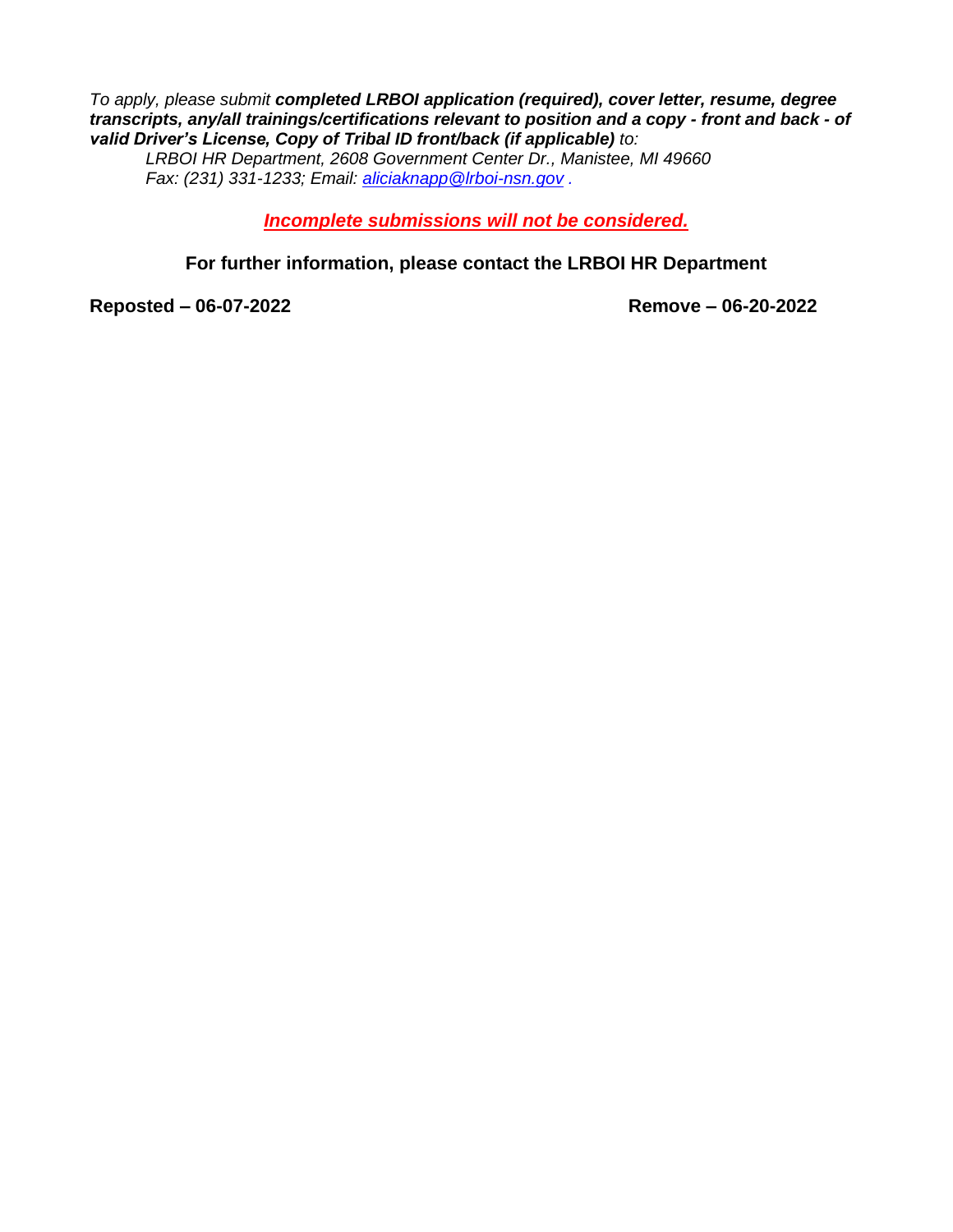*To apply, please submit **completed LRBOI application (required), cover letter, resume, degree transcripts, any/all trainings/certifications relevant to position and a copy - front and back - of valid Driver's License, Copy of Tribal ID front/back (if applicable)** to:*

*LRBOI HR Department, 2608 Government Center Dr., Manistee, MI 49660*
*Fax: (231) 331-1233; Email: [aliciaknapp@lrboi-nsn.gov](mailto:aliciaknapp@lrboi-nsn.gov) .*

***Incomplete submissions will not be considered.***

**For further information, please contact the LRBOI HR Department**

**Reposted – 06-07-2022** **Remove – 06-20-2022**